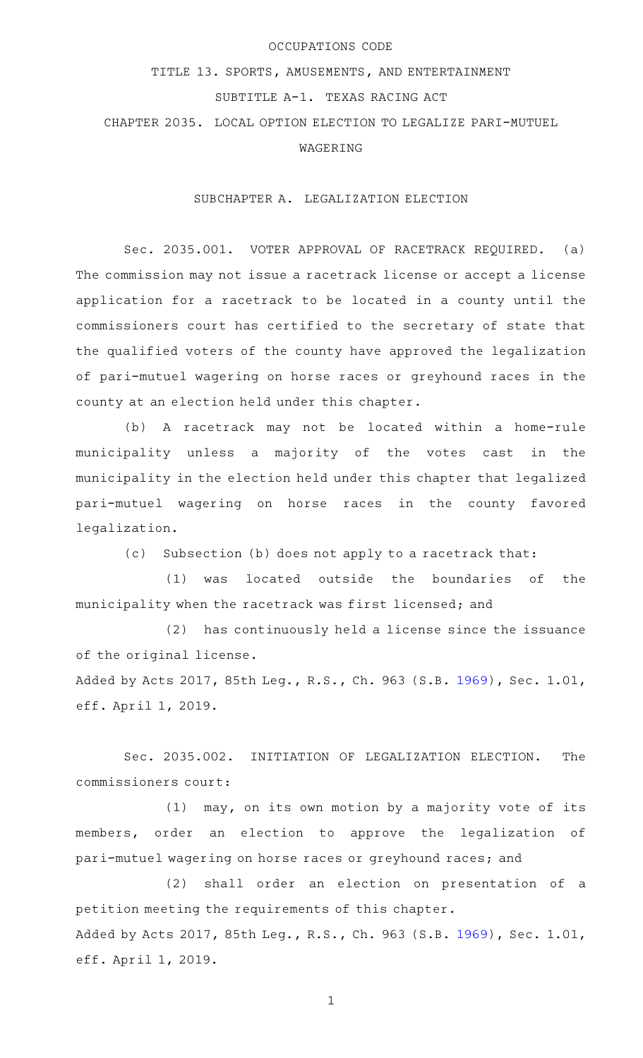# OCCUPATIONS CODE

## TITLE 13. SPORTS, AMUSEMENTS, AND ENTERTAINMENT

## SUBTITLE A-1. TEXAS RACING ACT

## CHAPTER 2035. LOCAL OPTION ELECTION TO LEGALIZE PARI-MUTUEL WAGERING

### SUBCHAPTER A. LEGALIZATION ELECTION

Sec. 2035.001. VOTER APPROVAL OF RACETRACK REQUIRED. (a) The commission may not issue a racetrack license or accept a license application for a racetrack to be located in a county until the commissioners court has certified to the secretary of state that the qualified voters of the county have approved the legalization of pari-mutuel wagering on horse races or greyhound races in the county at an election held under this chapter.

(b) A racetrack may not be located within a home-rule municipality unless a majority of the votes cast in the municipality in the election held under this chapter that legalized pari-mutuel wagering on horse races in the county favored legalization.

(c) Subsection (b) does not apply to a racetrack that:

(1) was located outside the boundaries of the municipality when the racetrack was first licensed; and

(2) has continuously held a license since the issuance of the original license.

Added by Acts 2017, 85th Leg., R.S., Ch. 963 (S.B. 1969), Sec. 1.01, eff. April 1, 2019.

Sec. 2035.002. INITIATION OF LEGALIZATION ELECTION. The commissioners court:

(1) may, on its own motion by a majority vote of its members, order an election to approve the legalization of pari-mutuel wagering on horse races or greyhound races; and

(2) shall order an election on presentation of a petition meeting the requirements of this chapter.

Added by Acts 2017, 85th Leg., R.S., Ch. 963 (S.B. 1969), Sec. 1.01, eff. April 1, 2019.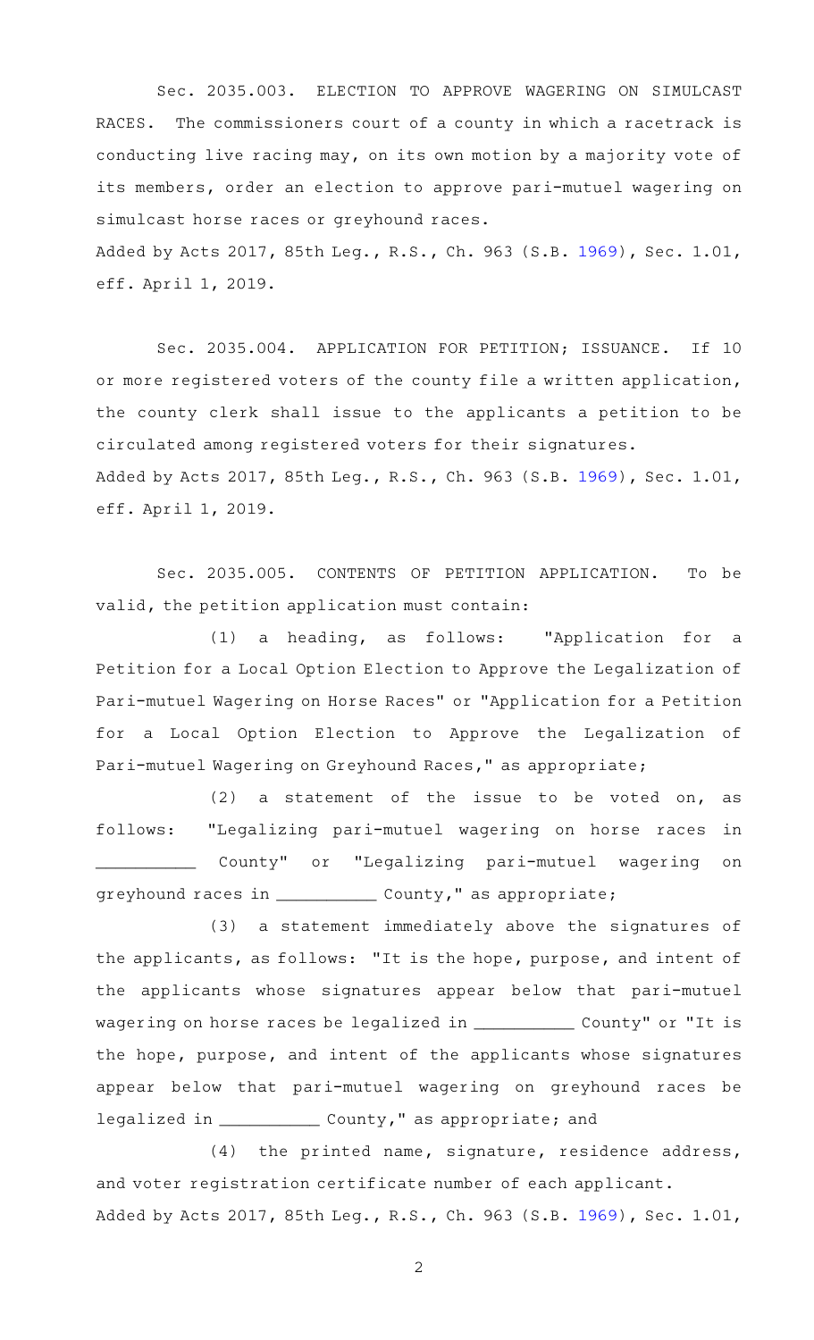Sec. 2035.003. ELECTION TO APPROVE WAGERING ON SIMULCAST RACES. The commissioners court of a county in which a racetrack is conducting live racing may, on its own motion by a majority vote of its members, order an election to approve pari-mutuel wagering on simulcast horse races or greyhound races.

Added by Acts 2017, 85th Leg., R.S., Ch. 963 (S.B. 1969), Sec. 1.01, eff. April 1, 2019.

Sec. 2035.004. APPLICATION FOR PETITION; ISSUANCE. If 10 or more registered voters of the county file a written application, the county clerk shall issue to the applicants a petition to be circulated among registered voters for their signatures.

Added by Acts 2017, 85th Leg., R.S., Ch. 963 (S.B. 1969), Sec. 1.01, eff. April 1, 2019.

Sec. 2035.005. CONTENTS OF PETITION APPLICATION. To be valid, the petition application must contain:

(1) a heading, as follows: "Application for a Petition for a Local Option Election to Approve the Legalization of Pari-mutuel Wagering on Horse Races" or "Application for a Petition for a Local Option Election to Approve the Legalization of Pari-mutuel Wagering on Greyhound Races," as appropriate;

(2) a statement of the issue to be voted on, as follows: "Legalizing pari-mutuel wagering on horse races in __________ County" or "Legalizing pari-mutuel wagering on greyhound races in __________ County," as appropriate;

(3) a statement immediately above the signatures of the applicants, as follows: "It is the hope, purpose, and intent of the applicants whose signatures appear below that pari-mutuel wagering on horse races be legalized in __________ County" or "It is the hope, purpose, and intent of the applicants whose signatures appear below that pari-mutuel wagering on greyhound races be legalized in __________ County," as appropriate; and

(4) the printed name, signature, residence address, and voter registration certificate number of each applicant.

Added by Acts 2017, 85th Leg., R.S., Ch. 963 (S.B. 1969), Sec. 1.01,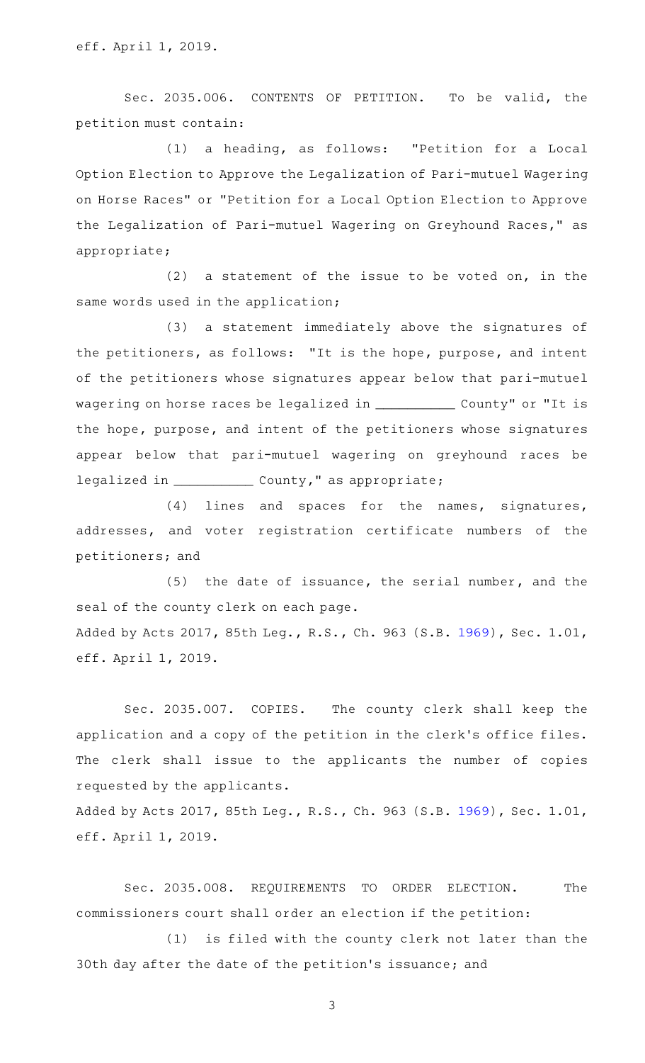eff. April 1, 2019.

Sec. 2035.006. CONTENTS OF PETITION. To be valid, the petition must contain:

(1) a heading, as follows: "Petition for a Local Option Election to Approve the Legalization of Pari-mutuel Wagering on Horse Races" or "Petition for a Local Option Election to Approve the Legalization of Pari-mutuel Wagering on Greyhound Races," as appropriate;

(2) a statement of the issue to be voted on, in the same words used in the application;

(3) a statement immediately above the signatures of the petitioners, as follows: "It is the hope, purpose, and intent of the petitioners whose signatures appear below that pari-mutuel wagering on horse races be legalized in __________ County" or "It is the hope, purpose, and intent of the petitioners whose signatures appear below that pari-mutuel wagering on greyhound races be legalized in __________ County," as appropriate;

(4) lines and spaces for the names, signatures, addresses, and voter registration certificate numbers of the petitioners; and

(5) the date of issuance, the serial number, and the seal of the county clerk on each page.

Added by Acts 2017, 85th Leg., R.S., Ch. 963 (S.B. 1969), Sec. 1.01, eff. April 1, 2019.

Sec. 2035.007. COPIES. The county clerk shall keep the application and a copy of the petition in the clerk's office files. The clerk shall issue to the applicants the number of copies requested by the applicants.

Added by Acts 2017, 85th Leg., R.S., Ch. 963 (S.B. 1969), Sec. 1.01, eff. April 1, 2019.

Sec. 2035.008. REQUIREMENTS TO ORDER ELECTION. The commissioners court shall order an election if the petition:

(1) is filed with the county clerk not later than the 30th day after the date of the petition's issuance; and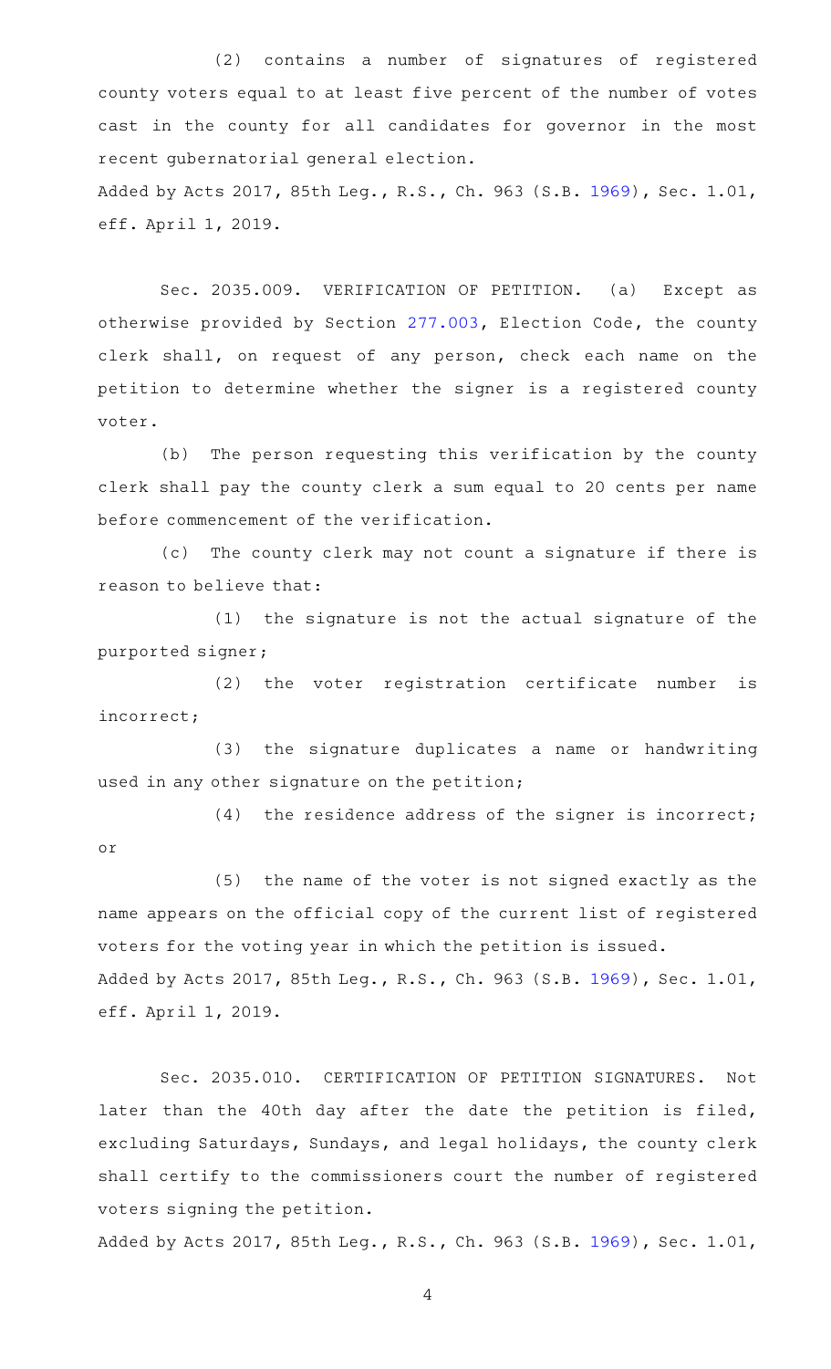(2) contains a number of signatures of registered county voters equal to at least five percent of the number of votes cast in the county for all candidates for governor in the most recent gubernatorial general election.

Added by Acts 2017, 85th Leg., R.S., Ch. 963 (S.B. 1969), Sec. 1.01, eff. April 1, 2019.

Sec. 2035.009. VERIFICATION OF PETITION. (a) Except as otherwise provided by Section 277.003, Election Code, the county clerk shall, on request of any person, check each name on the petition to determine whether the signer is a registered county voter.

(b) The person requesting this verification by the county clerk shall pay the county clerk a sum equal to 20 cents per name before commencement of the verification.

(c) The county clerk may not count a signature if there is reason to believe that:

(1) the signature is not the actual signature of the purported signer;

(2) the voter registration certificate number is incorrect;

(3) the signature duplicates a name or handwriting used in any other signature on the petition;

(4) the residence address of the signer is incorrect; or

(5) the name of the voter is not signed exactly as the name appears on the official copy of the current list of registered voters for the voting year in which the petition is issued.

Added by Acts 2017, 85th Leg., R.S., Ch. 963 (S.B. 1969), Sec. 1.01, eff. April 1, 2019.

Sec. 2035.010. CERTIFICATION OF PETITION SIGNATURES. Not later than the 40th day after the date the petition is filed, excluding Saturdays, Sundays, and legal holidays, the county clerk shall certify to the commissioners court the number of registered voters signing the petition.

Added by Acts 2017, 85th Leg., R.S., Ch. 963 (S.B. 1969), Sec. 1.01,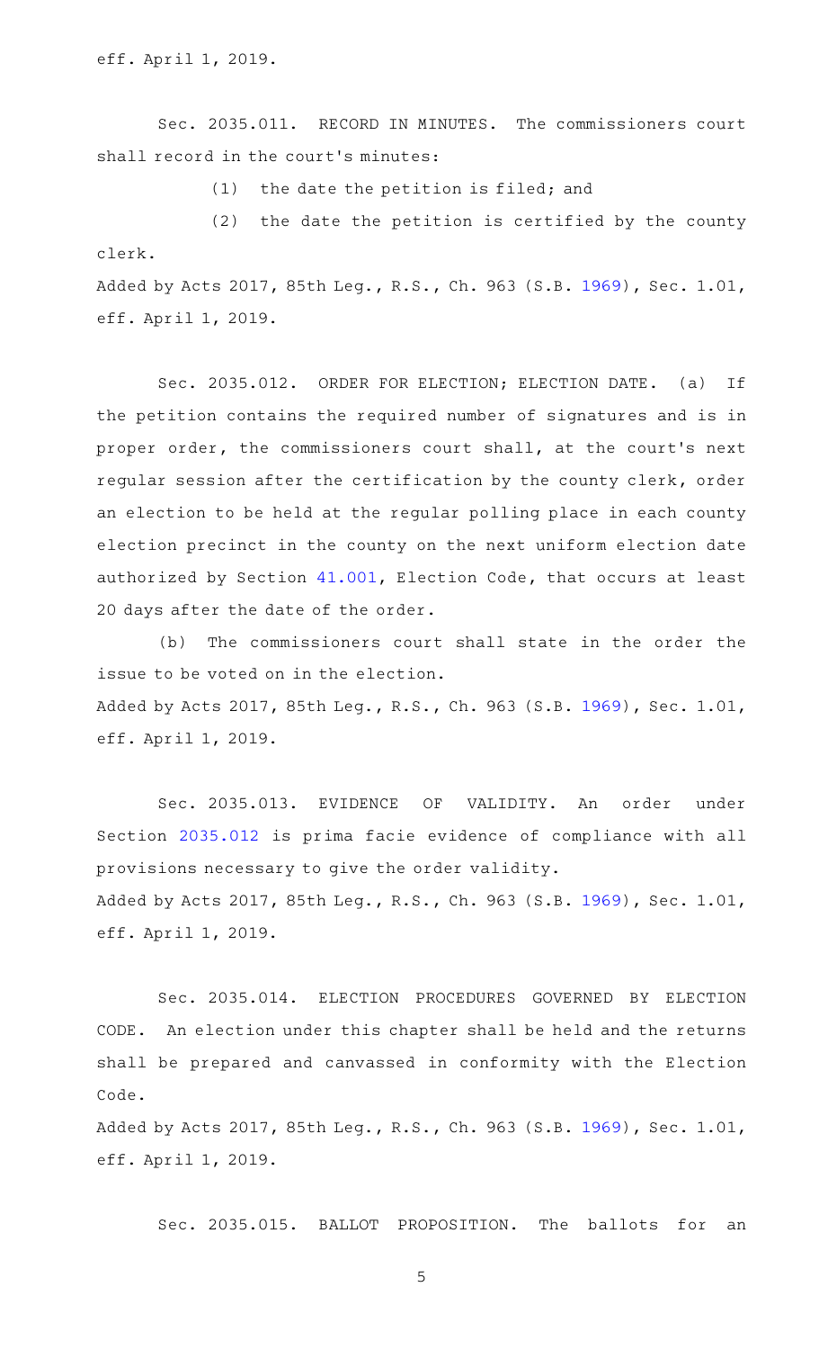eff. April 1, 2019.

Sec. 2035.011. RECORD IN MINUTES. The commissioners court shall record in the court's minutes:

(1) the date the petition is filed; and

(2) the date the petition is certified by the county clerk.

Added by Acts 2017, 85th Leg., R.S., Ch. 963 (S.B. 1969), Sec. 1.01, eff. April 1, 2019.

Sec. 2035.012. ORDER FOR ELECTION; ELECTION DATE. (a) If the petition contains the required number of signatures and is in proper order, the commissioners court shall, at the court's next regular session after the certification by the county clerk, order an election to be held at the regular polling place in each county election precinct in the county on the next uniform election date authorized by Section 41.001, Election Code, that occurs at least 20 days after the date of the order.

(b) The commissioners court shall state in the order the issue to be voted on in the election.

Added by Acts 2017, 85th Leg., R.S., Ch. 963 (S.B. 1969), Sec. 1.01, eff. April 1, 2019.

Sec. 2035.013. EVIDENCE OF VALIDITY. An order under Section 2035.012 is prima facie evidence of compliance with all provisions necessary to give the order validity.

Added by Acts 2017, 85th Leg., R.S., Ch. 963 (S.B. 1969), Sec. 1.01, eff. April 1, 2019.

Sec. 2035.014. ELECTION PROCEDURES GOVERNED BY ELECTION CODE. An election under this chapter shall be held and the returns shall be prepared and canvassed in conformity with the Election Code.

Added by Acts 2017, 85th Leg., R.S., Ch. 963 (S.B. 1969), Sec. 1.01, eff. April 1, 2019.

Sec. 2035.015. BALLOT PROPOSITION. The ballots for an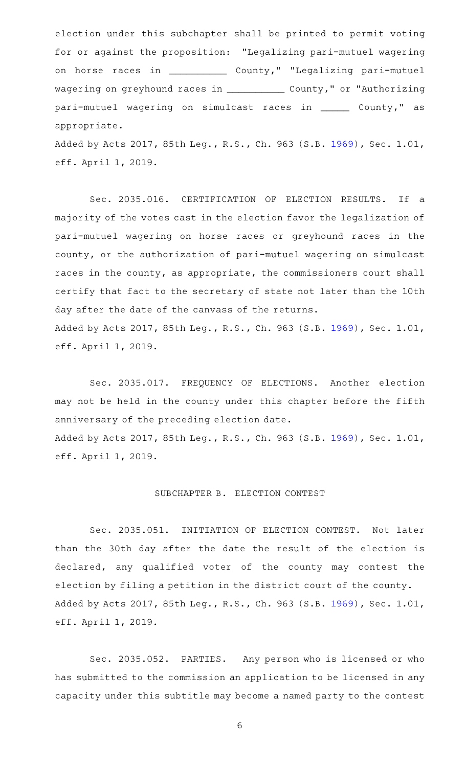election under this subchapter shall be printed to permit voting for or against the proposition: "Legalizing pari-mutuel wagering on horse races in __________ County," "Legalizing pari-mutuel wagering on greyhound races in __________ County," or "Authorizing pari-mutuel wagering on simulcast races in _____ County," as appropriate.

Added by Acts 2017, 85th Leg., R.S., Ch. 963 (S.B. 1969), Sec. 1.01, eff. April 1, 2019.

Sec. 2035.016. CERTIFICATION OF ELECTION RESULTS. If a majority of the votes cast in the election favor the legalization of pari-mutuel wagering on horse races or greyhound races in the county, or the authorization of pari-mutuel wagering on simulcast races in the county, as appropriate, the commissioners court shall certify that fact to the secretary of state not later than the 10th day after the date of the canvass of the returns.

Added by Acts 2017, 85th Leg., R.S., Ch. 963 (S.B. 1969), Sec. 1.01, eff. April 1, 2019.

Sec. 2035.017. FREQUENCY OF ELECTIONS. Another election may not be held in the county under this chapter before the fifth anniversary of the preceding election date.

Added by Acts 2017, 85th Leg., R.S., Ch. 963 (S.B. 1969), Sec. 1.01, eff. April 1, 2019.

## SUBCHAPTER B. ELECTION CONTEST

Sec. 2035.051. INITIATION OF ELECTION CONTEST. Not later than the 30th day after the date the result of the election is declared, any qualified voter of the county may contest the election by filing a petition in the district court of the county.

Added by Acts 2017, 85th Leg., R.S., Ch. 963 (S.B. 1969), Sec. 1.01, eff. April 1, 2019.

Sec. 2035.052. PARTIES. Any person who is licensed or who has submitted to the commission an application to be licensed in any capacity under this subtitle may become a named party to the contest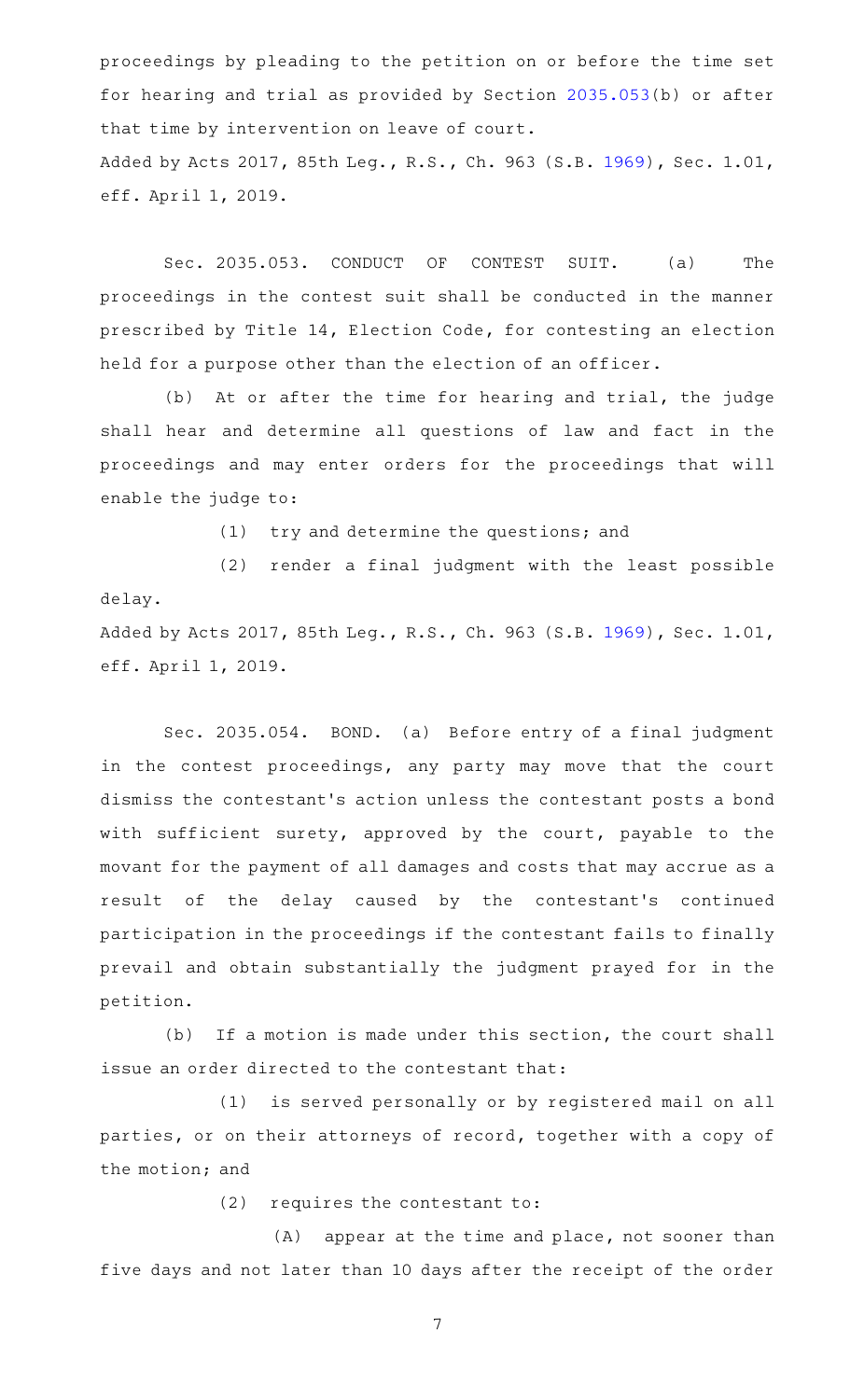proceedings by pleading to the petition on or before the time set for hearing and trial as provided by Section 2035.053(b) or after that time by intervention on leave of court.

Added by Acts 2017, 85th Leg., R.S., Ch. 963 (S.B. 1969), Sec. 1.01, eff. April 1, 2019.

Sec. 2035.053. CONDUCT OF CONTEST SUIT. (a) The proceedings in the contest suit shall be conducted in the manner prescribed by Title 14, Election Code, for contesting an election held for a purpose other than the election of an officer.

(b) At or after the time for hearing and trial, the judge shall hear and determine all questions of law and fact in the proceedings and may enter orders for the proceedings that will enable the judge to:

(1) try and determine the questions; and

(2) render a final judgment with the least possible delay.

Added by Acts 2017, 85th Leg., R.S., Ch. 963 (S.B. 1969), Sec. 1.01, eff. April 1, 2019.

Sec. 2035.054. BOND. (a) Before entry of a final judgment in the contest proceedings, any party may move that the court dismiss the contestant's action unless the contestant posts a bond with sufficient surety, approved by the court, payable to the movant for the payment of all damages and costs that may accrue as a result of the delay caused by the contestant's continued participation in the proceedings if the contestant fails to finally prevail and obtain substantially the judgment prayed for in the petition.

(b) If a motion is made under this section, the court shall issue an order directed to the contestant that:

(1) is served personally or by registered mail on all parties, or on their attorneys of record, together with a copy of the motion; and

(2) requires the contestant to:

(A) appear at the time and place, not sooner than five days and not later than 10 days after the receipt of the order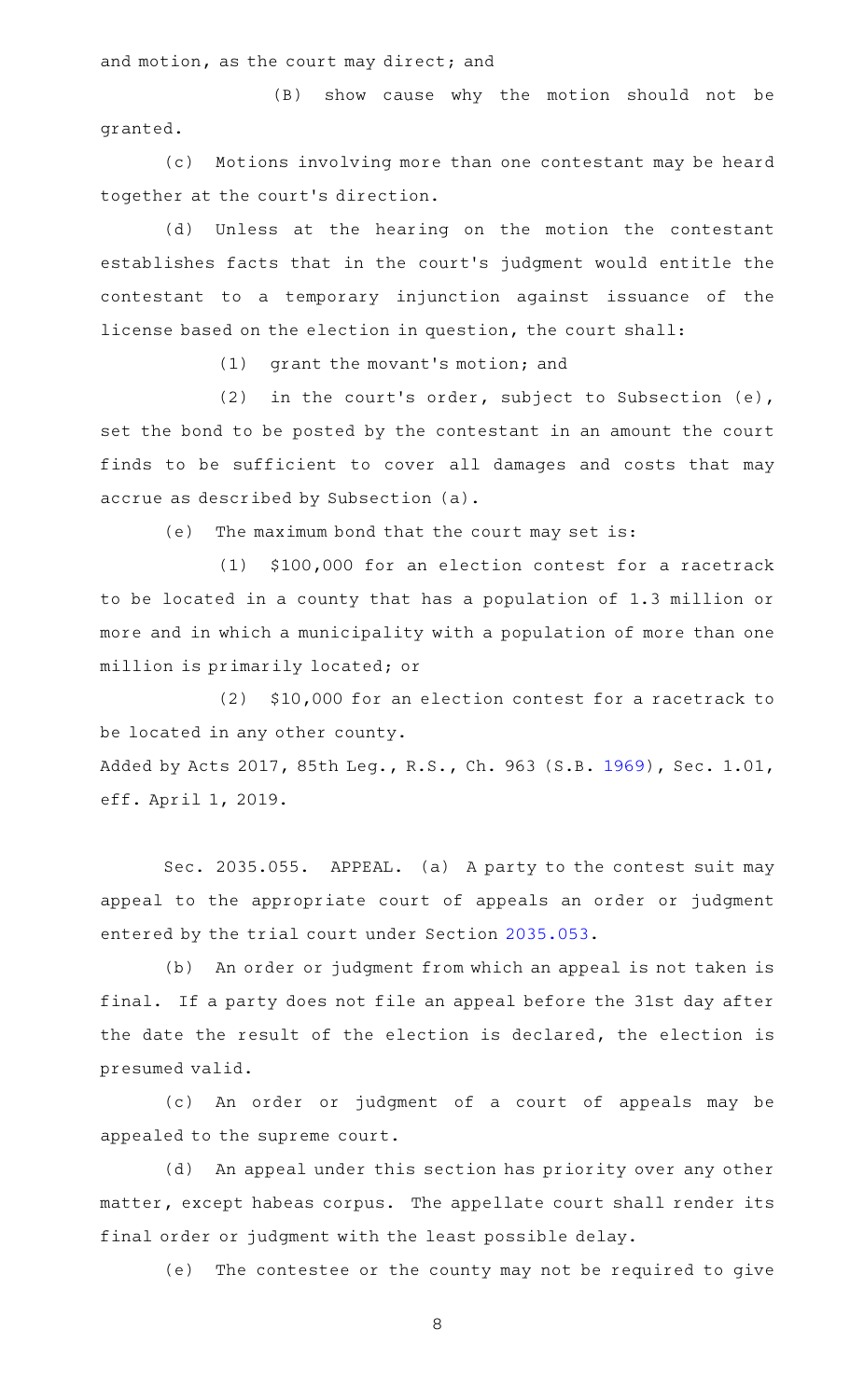and motion, as the court may direct; and

(B) show cause why the motion should not be granted.

(c) Motions involving more than one contestant may be heard together at the court's direction.

(d) Unless at the hearing on the motion the contestant establishes facts that in the court's judgment would entitle the contestant to a temporary injunction against issuance of the license based on the election in question, the court shall:

(1) grant the movant's motion; and

(2) in the court's order, subject to Subsection (e), set the bond to be posted by the contestant in an amount the court finds to be sufficient to cover all damages and costs that may accrue as described by Subsection (a).

(e) The maximum bond that the court may set is:

(1) $100,000 for an election contest for a racetrack to be located in a county that has a population of 1.3 million or more and in which a municipality with a population of more than one million is primarily located; or

(2) $10,000 for an election contest for a racetrack to be located in any other county.

Added by Acts 2017, 85th Leg., R.S., Ch. 963 (S.B. 1969), Sec. 1.01, eff. April 1, 2019.

Sec. 2035.055. APPEAL. (a) A party to the contest suit may appeal to the appropriate court of appeals an order or judgment entered by the trial court under Section 2035.053.

(b) An order or judgment from which an appeal is not taken is final. If a party does not file an appeal before the 31st day after the date the result of the election is declared, the election is presumed valid.

(c) An order or judgment of a court of appeals may be appealed to the supreme court.

(d) An appeal under this section has priority over any other matter, except habeas corpus. The appellate court shall render its final order or judgment with the least possible delay.

(e) The contestee or the county may not be required to give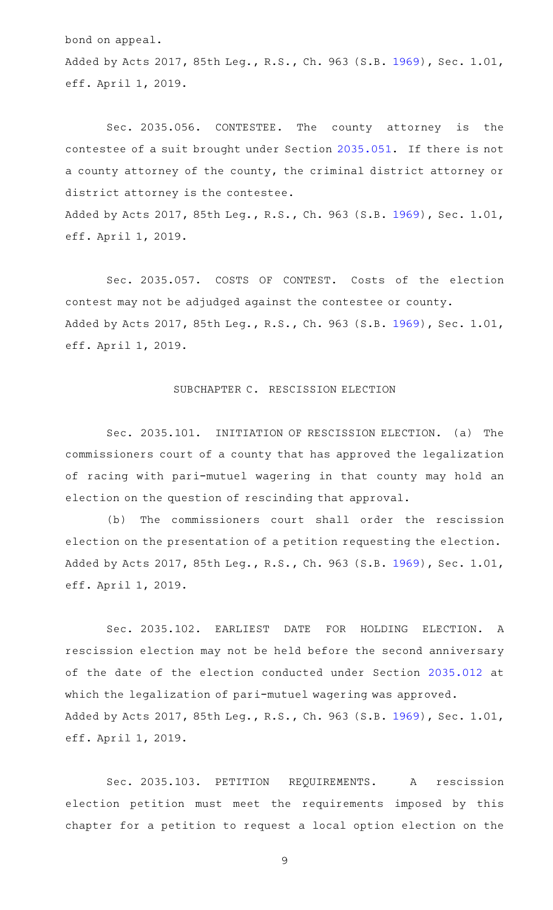bond on appeal.

Added by Acts 2017, 85th Leg., R.S., Ch. 963 (S.B. 1969), Sec. 1.01, eff. April 1, 2019.

Sec. 2035.056. CONTESTEE. The county attorney is the contestee of a suit brought under Section 2035.051. If there is not a county attorney of the county, the criminal district attorney or district attorney is the contestee.

Added by Acts 2017, 85th Leg., R.S., Ch. 963 (S.B. 1969), Sec. 1.01, eff. April 1, 2019.

Sec. 2035.057. COSTS OF CONTEST. Costs of the election contest may not be adjudged against the contestee or county.

Added by Acts 2017, 85th Leg., R.S., Ch. 963 (S.B. 1969), Sec. 1.01, eff. April 1, 2019.

## SUBCHAPTER C. RESCISSION ELECTION

Sec. 2035.101. INITIATION OF RESCISSION ELECTION. (a) The commissioners court of a county that has approved the legalization of racing with pari-mutuel wagering in that county may hold an election on the question of rescinding that approval.

(b) The commissioners court shall order the rescission election on the presentation of a petition requesting the election.

Added by Acts 2017, 85th Leg., R.S., Ch. 963 (S.B. 1969), Sec. 1.01, eff. April 1, 2019.

Sec. 2035.102. EARLIEST DATE FOR HOLDING ELECTION. A rescission election may not be held before the second anniversary of the date of the election conducted under Section 2035.012 at which the legalization of pari-mutuel wagering was approved.

Added by Acts 2017, 85th Leg., R.S., Ch. 963 (S.B. 1969), Sec. 1.01, eff. April 1, 2019.

Sec. 2035.103. PETITION REQUIREMENTS. A rescission election petition must meet the requirements imposed by this chapter for a petition to request a local option election on the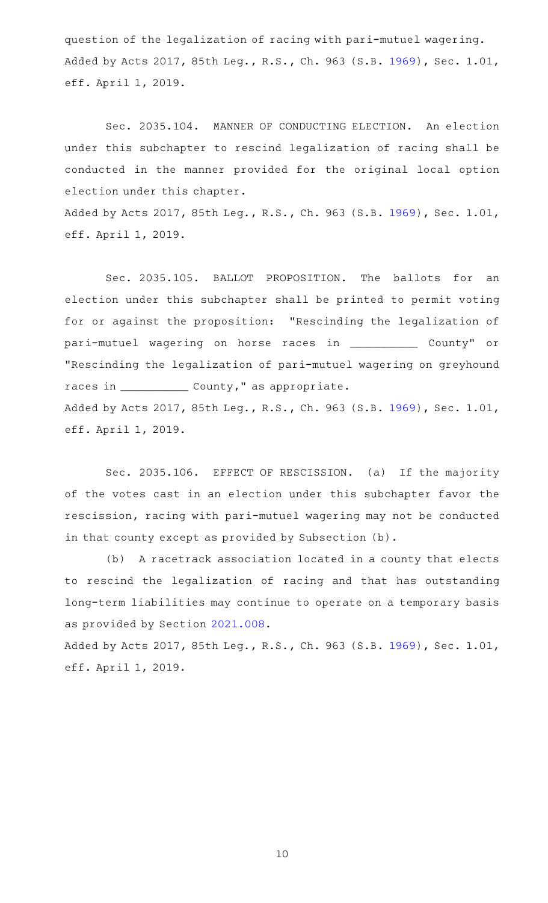question of the legalization of racing with pari-mutuel wagering.
Added by Acts 2017, 85th Leg., R.S., Ch. 963 (S.B. 1969), Sec. 1.01, eff. April 1, 2019.

Sec. 2035.104. MANNER OF CONDUCTING ELECTION. An election under this subchapter to rescind legalization of racing shall be conducted in the manner provided for the original local option election under this chapter.
Added by Acts 2017, 85th Leg., R.S., Ch. 963 (S.B. 1969), Sec. 1.01, eff. April 1, 2019.

Sec. 2035.105. BALLOT PROPOSITION. The ballots for an election under this subchapter shall be printed to permit voting for or against the proposition: "Rescinding the legalization of pari-mutuel wagering on horse races in __________ County" or "Rescinding the legalization of pari-mutuel wagering on greyhound races in __________ County," as appropriate.
Added by Acts 2017, 85th Leg., R.S., Ch. 963 (S.B. 1969), Sec. 1.01, eff. April 1, 2019.

Sec. 2035.106. EFFECT OF RESCISSION. (a) If the majority of the votes cast in an election under this subchapter favor the rescission, racing with pari-mutuel wagering may not be conducted in that county except as provided by Subsection (b).

(b) A racetrack association located in a county that elects to rescind the legalization of racing and that has outstanding long-term liabilities may continue to operate on a temporary basis as provided by Section 2021.008.
Added by Acts 2017, 85th Leg., R.S., Ch. 963 (S.B. 1969), Sec. 1.01, eff. April 1, 2019.